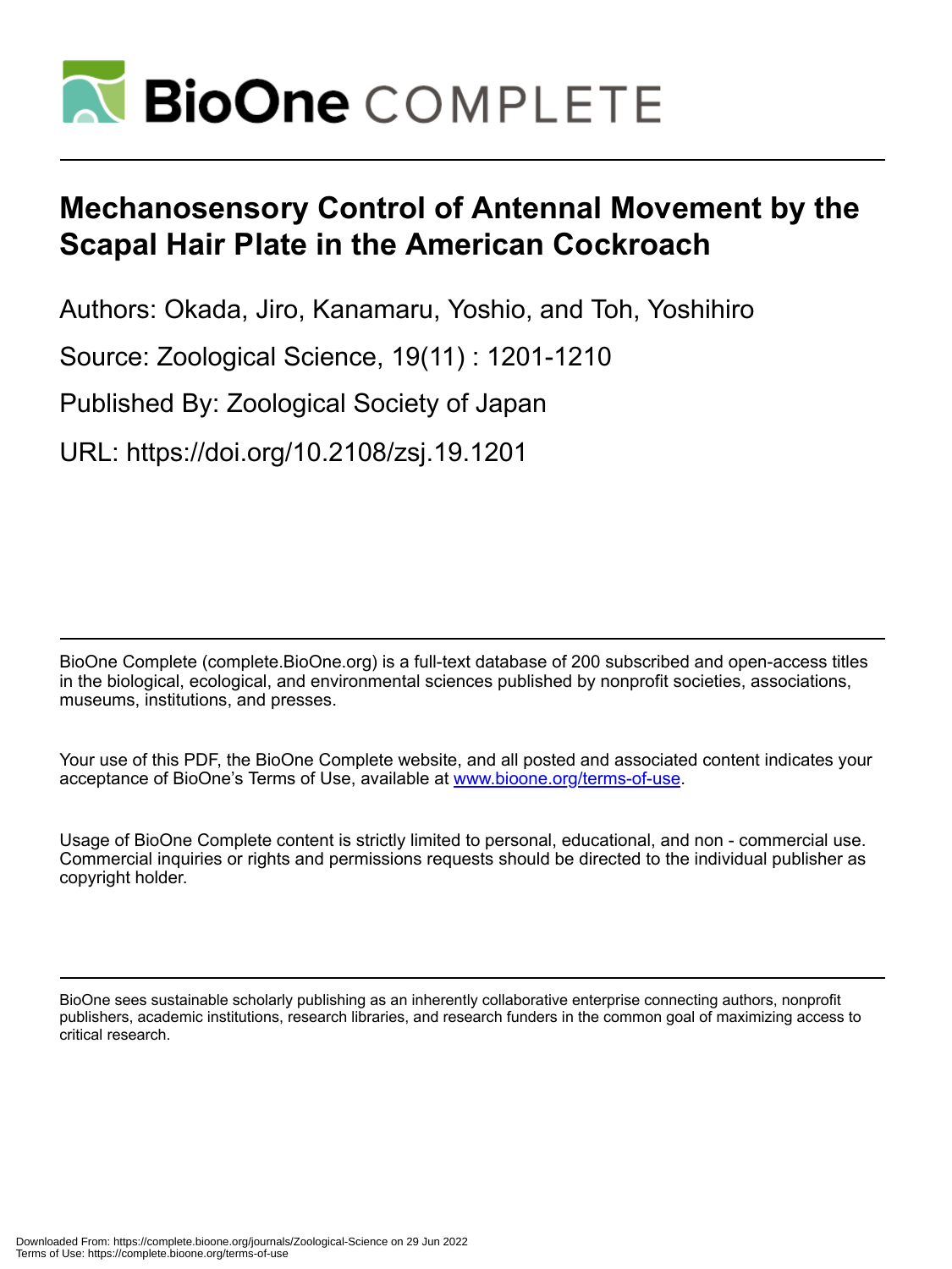# BioOne COMPLETE

# Mechanosensory Control of Antennal Movement by the Scapal Hair Plate in the American Cockroach

Authors: Okada, Jiro, Kanamaru, Yoshio, and Toh, Yoshihiro

Source: Zoological Science, 19(11) : 1201-1210

Published By: Zoological Society of Japan

URL: https://doi.org/10.2108/zsj.19.1201

BioOne Complete (complete.BioOne.org) is a full-text database of 200 subscribed and open-access titles in the biological, ecological, and environmental sciences published by nonprofit societies, associations, museums, institutions, and presses.

Your use of this PDF, the BioOne Complete website, and all posted and associated content indicates your acceptance of BioOne's Terms of Use, available at www.bioone.org/terms-of-use.

Usage of BioOne Complete content is strictly limited to personal, educational, and non - commercial use. Commercial inquiries or rights and permissions requests should be directed to the individual publisher as copyright holder.

BioOne sees sustainable scholarly publishing as an inherently collaborative enterprise connecting authors, nonprofit publishers, academic institutions, research libraries, and research funders in the common goal of maximizing access to critical research.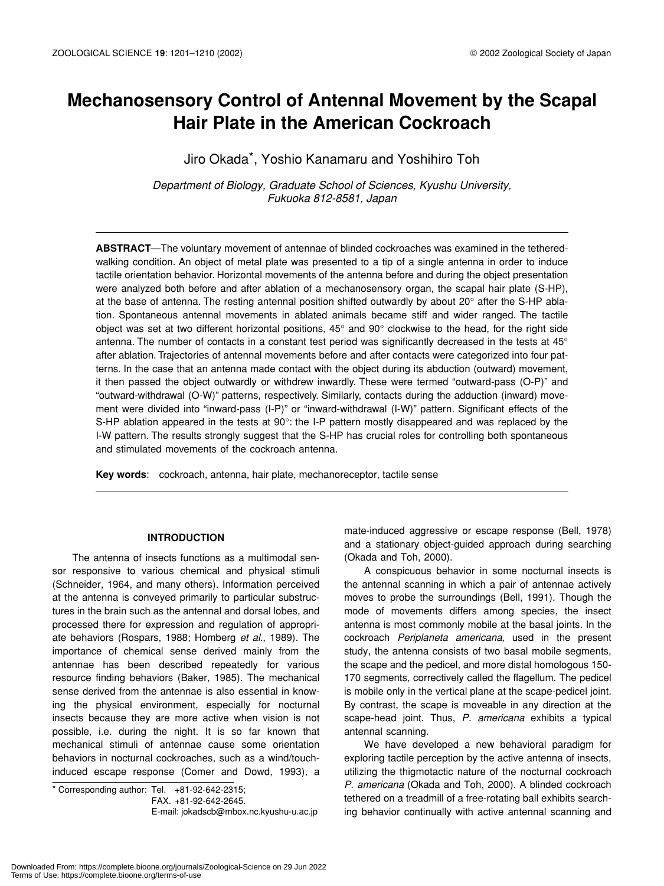# Mechanosensory Control of Antennal Movement by the Scapal Hair Plate in the American Cockroach

Jiro Okada*, Yoshio Kanamaru and Yoshihiro Toh

*Department of Biology, Graduate School of Sciences, Kyushu University, Fukuoka 812-8581, Japan*

**ABSTRACT**—The voluntary movement of antennae of blinded cockroaches was examined in the tethered-walking condition. An object of metal plate was presented to a tip of a single antenna in order to induce tactile orientation behavior. Horizontal movements of the antenna before and during the object presentation were analyzed both before and after ablation of a mechanosensory organ, the scapal hair plate (S-HP), at the base of antenna. The resting antennal position shifted outwardly by about 20° after the S-HP ablation. Spontaneous antennal movements in ablated animals became stiff and wider ranged. The tactile object was set at two different horizontal positions, 45° and 90° clockwise to the head, for the right side antenna. The number of contacts in a constant test period was significantly decreased in the tests at 45° after ablation. Trajectories of antennal movements before and after contacts were categorized into four patterns. In the case that an antenna made contact with the object during its abduction (outward) movement, it then passed the object outwardly or withdrew inwardly. These were termed "outward-pass (O-P)" and "outward-withdrawal (O-W)" patterns, respectively. Similarly, contacts during the adduction (inward) movement were divided into "inward-pass (I-P)" or "inward-withdrawal (I-W)" pattern. Significant effects of the S-HP ablation appeared in the tests at 90°: the I-P pattern mostly disappeared and was replaced by the I-W pattern. The results strongly suggest that the S-HP has crucial roles for controlling both spontaneous and stimulated movements of the cockroach antenna.

**Key words**: cockroach, antenna, hair plate, mechanoreceptor, tactile sense

## INTRODUCTION

The antenna of insects functions as a multimodal sensor responsive to various chemical and physical stimuli (Schneider, 1964, and many others). Information perceived at the antenna is conveyed primarily to particular substructures in the brain such as the antennal and dorsal lobes, and processed there for expression and regulation of appropriate behaviors (Rospars, 1988; Homberg *et al*., 1989). The importance of chemical sense derived mainly from the antennae has been described repeatedly for various resource finding behaviors (Baker, 1985). The mechanical sense derived from the antennae is also essential in knowing the physical environment, especially for nocturnal insects because they are more active when vision is not possible, i.e. during the night. It is so far known that mechanical stimuli of antennae cause some orientation behaviors in nocturnal cockroaches, such as a wind/touch-induced escape response (Comer and Dowd, 1993), a mate-induced aggressive or escape response (Bell, 1978) and a stationary object-guided approach during searching (Okada and Toh, 2000).

A conspicuous behavior in some nocturnal insects is the antennal scanning in which a pair of antennae actively moves to probe the surroundings (Bell, 1991). Though the mode of movements differs among species, the insect antenna is most commonly mobile at the basal joints. In the cockroach *Periplaneta americana*, used in the present study, the antenna consists of two basal mobile segments, the scape and the pedicel, and more distal homologous 150-170 segments, correctively called the flagellum. The pedicel is mobile only in the vertical plane at the scape-pedicel joint. By contrast, the scape is moveable in any direction at the scape-head joint. Thus, *P. americana* exhibits a typical antennal scanning.

We have developed a new behavioral paradigm for exploring tactile perception by the active antenna of insects, utilizing the thigmotactic nature of the nocturnal cockroach *P. americana* (Okada and Toh, 2000). A blinded cockroach tethered on a treadmill of a free-rotating ball exhibits searching behavior continually with active antennal scanning and

* Corresponding author: Tel. +81-92-642-2315;
FAX. +81-92-642-2645.
E-mail: jokadscb@mbox.nc.kyushu-u.ac.jp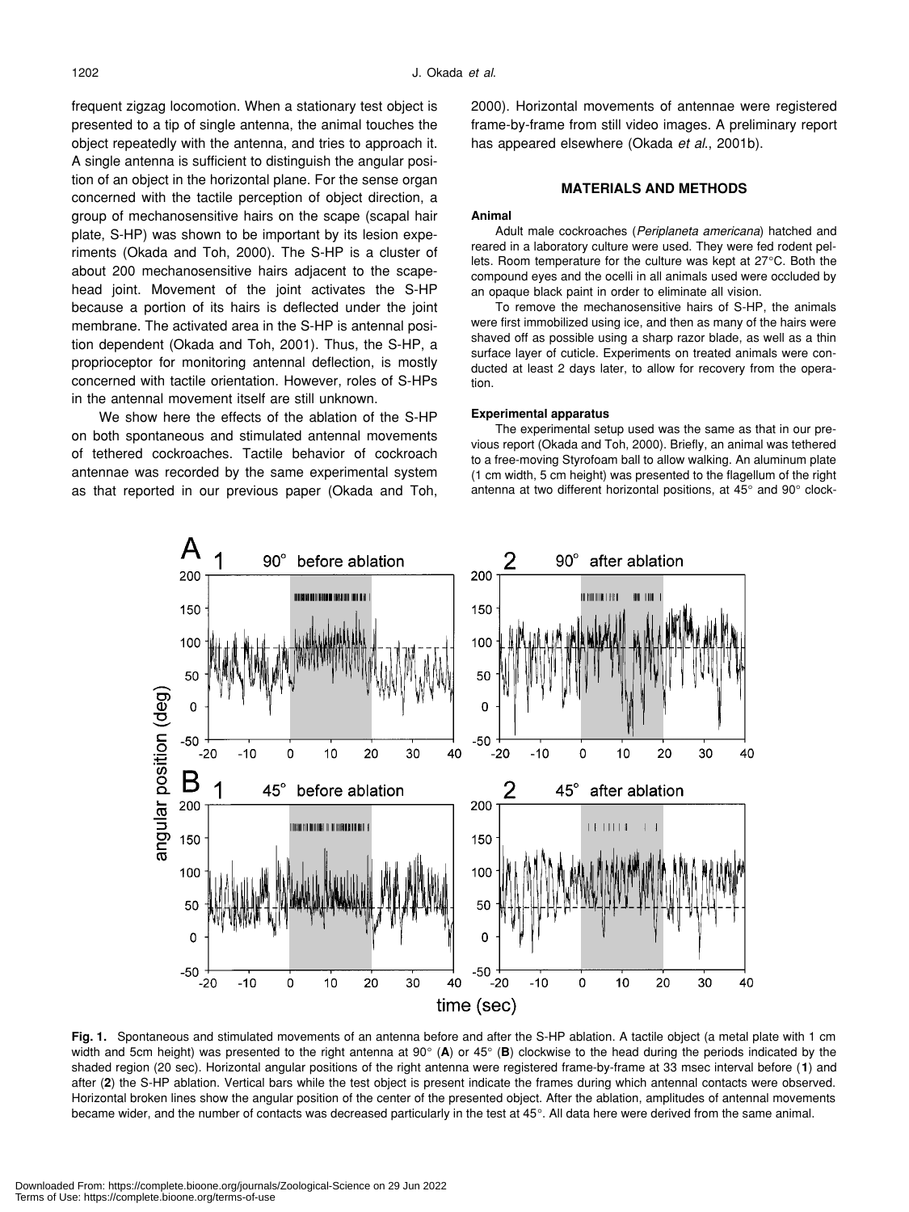frequent zigzag locomotion. When a stationary test object is presented to a tip of single antenna, the animal touches the object repeatedly with the antenna, and tries to approach it. A single antenna is sufficient to distinguish the angular position of an object in the horizontal plane. For the sense organ concerned with the tactile perception of object direction, a group of mechanosensitive hairs on the scape (scapal hair plate, S-HP) was shown to be important by its lesion experiments (Okada and Toh, 2000). The S-HP is a cluster of about 200 mechanosensitive hairs adjacent to the scape-head joint. Movement of the joint activates the S-HP because a portion of its hairs is deflected under the joint membrane. The activated area in the S-HP is antennal position dependent (Okada and Toh, 2001). Thus, the S-HP, a proprioceptor for monitoring antennal deflection, is mostly concerned with tactile orientation. However, roles of S-HPs in the antennal movement itself are still unknown.

We show here the effects of the ablation of the S-HP on both spontaneous and stimulated antennal movements of tethered cockroaches. Tactile behavior of cockroach antennae was recorded by the same experimental system as that reported in our previous paper (Okada and Toh, 2000). Horizontal movements of antennae were registered frame-by-frame from still video images. A preliminary report has appeared elsewhere (Okada *et al.*, 2001b).

## MATERIALS AND METHODS

### Animal

Adult male cockroaches (*Periplaneta americana*) hatched and reared in a laboratory culture were used. They were fed rodent pellets. Room temperature for the culture was kept at 27°C. Both the compound eyes and the ocelli in all animals used were occluded by an opaque black paint in order to eliminate all vision.

To remove the mechanosensitive hairs of S-HP, the animals were first immobilized using ice, and then as many of the hairs were shaved off as possible using a sharp razor blade, as well as a thin surface layer of cuticle. Experiments on treated animals were conducted at least 2 days later, to allow for recovery from the operation.

### Experimental apparatus

The experimental setup used was the same as that in our previous report (Okada and Toh, 2000). Briefly, an animal was tethered to a free-moving Styrofoam ball to allow walking. An aluminum plate (1 cm width, 5 cm height) was presented to the flagellum of the right antenna at two different horizontal positions, at 45° and 90° clock-

**Fig. 1.** Spontaneous and stimulated movements of an antenna before and after the S-HP ablation. A tactile object (a metal plate with 1 cm width and 5cm height) was presented to the right antenna at 90° (**A**) or 45° (**B**) clockwise to the head during the periods indicated by the shaded region (20 sec). Horizontal angular positions of the right antenna were registered frame-by-frame at 33 msec interval before (**1**) and after (**2**) the S-HP ablation. Vertical bars while the test object is present indicate the frames during which antennal contacts were observed. Horizontal broken lines show the angular position of the center of the presented object. After the ablation, amplitudes of antennal movements became wider, and the number of contacts was decreased particularly in the test at 45°. All data here were derived from the same animal.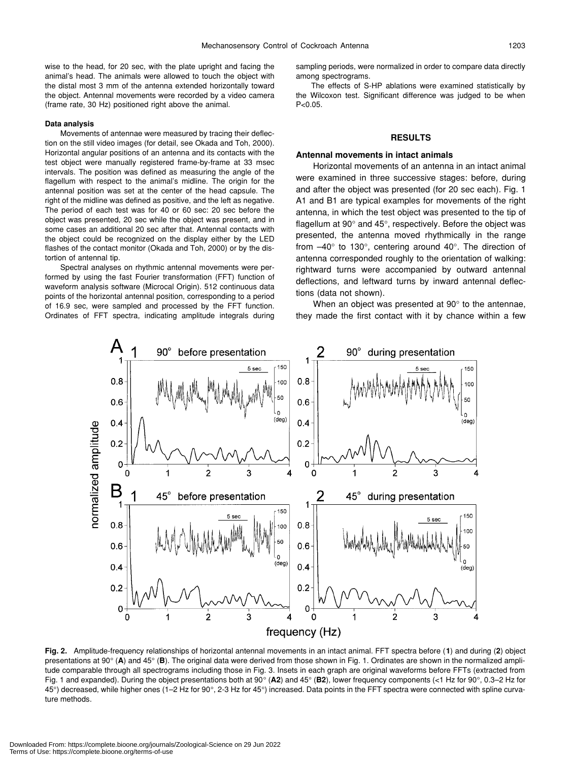wise to the head, for 20 sec, with the plate upright and facing the animal's head. The animals were allowed to touch the object with the distal most 3 mm of the antenna extended horizontally toward the object. Antennal movements were recorded by a video camera (frame rate, 30 Hz) positioned right above the animal.

#### Data analysis

Movements of antennae were measured by tracing their deflection on the still video images (for detail, see Okada and Toh, 2000). Horizontal angular positions of an antenna and its contacts with the test object were manually registered frame-by-frame at 33 msec intervals. The position was defined as measuring the angle of the flagellum with respect to the animal's midline. The origin for the antennal position was set at the center of the head capsule. The right of the midline was defined as positive, and the left as negative. The period of each test was for 40 or 60 sec: 20 sec before the object was presented, 20 sec while the object was present, and in some cases an additional 20 sec after that. Antennal contacts with the object could be recognized on the display either by the LED flashes of the contact monitor (Okada and Toh, 2000) or by the distortion of antennal tip.

Spectral analyses on rhythmic antennal movements were performed by using the fast Fourier transformation (FFT) function of waveform analysis software (Microcal Origin). 512 continuous data points of the horizontal antennal position, corresponding to a period of 16.9 sec, were sampled and processed by the FFT function. Ordinates of FFT spectra, indicating amplitude integrals during sampling periods, were normalized in order to compare data directly among spectrograms.

The effects of S-HP ablations were examined statistically by the Wilcoxon test. Significant difference was judged to be when $P<0.05$.

## RESULTS

### Antennal movements in intact animals

Horizontal movements of an antenna in an intact animal were examined in three successive stages: before, during and after the object was presented (for 20 sec each). Fig. 1 A1 and B1 are typical examples for movements of the right antenna, in which the test object was presented to the tip of flagellum at 90° and 45°, respectively. Before the object was presented, the antenna moved rhythmically in the range from –40° to 130°, centering around 40°. The direction of antenna corresponded roughly to the orientation of walking: rightward turns were accompanied by outward antennal deflections, and leftward turns by inward antennal deflections (data not shown).

When an object was presented at 90° to the antennae, they made the first contact with it by chance within a few

**Fig. 2.** Amplitude-frequency relationships of horizontal antennal movements in an intact animal. FFT spectra before (**1**) and during (**2**) object presentations at 90° (**A**) and 45° (**B**). The original data were derived from those shown in Fig. 1. Ordinates are shown in the normalized amplitude comparable through all spectrograms including those in Fig. 3. Insets in each graph are original waveforms before FFTs (extracted from Fig. 1 and expanded). During the object presentations both at 90° (**A2**) and 45° (**B2**), lower frequency components (<1 Hz for 90°, 0.3–2 Hz for 45°) decreased, while higher ones (1–2 Hz for 90°, 2-3 Hz for 45°) increased. Data points in the FFT spectra were connected with spline curvature methods.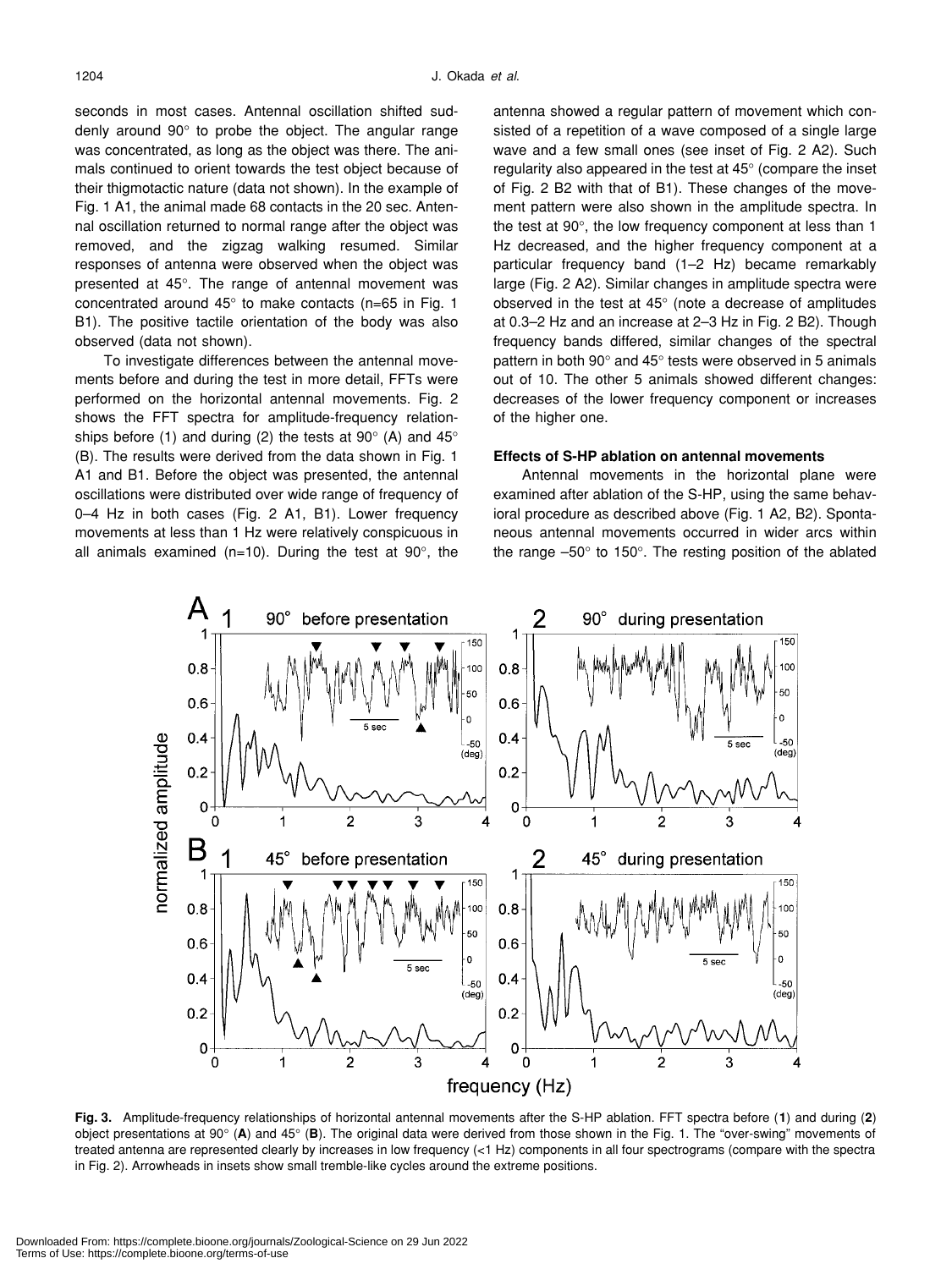seconds in most cases. Antennal oscillation shifted suddenly around 90° to probe the object. The angular range was concentrated, as long as the object was there. The animals continued to orient towards the test object because of their thigmotactic nature (data not shown). In the example of Fig. 1 A1, the animal made 68 contacts in the 20 sec. Antennal oscillation returned to normal range after the object was removed, and the zigzag walking resumed. Similar responses of antenna were observed when the object was presented at 45°. The range of antennal movement was concentrated around 45° to make contacts (n=65 in Fig. 1 B1). The positive tactile orientation of the body was also observed (data not shown).

To investigate differences between the antennal movements before and during the test in more detail, FFTs were performed on the horizontal antennal movements. Fig. 2 shows the FFT spectra for amplitude-frequency relationships before (1) and during (2) the tests at 90° (A) and 45° (B). The results were derived from the data shown in Fig. 1 A1 and B1. Before the object was presented, the antennal oscillations were distributed over wide range of frequency of 0–4 Hz in both cases (Fig. 2 A1, B1). Lower frequency movements at less than 1 Hz were relatively conspicuous in all animals examined (n=10). During the test at 90°, the antenna showed a regular pattern of movement which consisted of a repetition of a wave composed of a single large wave and a few small ones (see inset of Fig. 2 A2). Such regularity also appeared in the test at 45° (compare the inset of Fig. 2 B2 with that of B1). These changes of the movement pattern were also shown in the amplitude spectra. In the test at 90°, the low frequency component at less than 1 Hz decreased, and the higher frequency component at a particular frequency band (1–2 Hz) became remarkably large (Fig. 2 A2). Similar changes in amplitude spectra were observed in the test at 45° (note a decrease of amplitudes at 0.3–2 Hz and an increase at 2–3 Hz in Fig. 2 B2). Though frequency bands differed, similar changes of the spectral pattern in both 90° and 45° tests were observed in 5 animals out of 10. The other 5 animals showed different changes: decreases of the lower frequency component or increases of the higher one.

### Effects of S-HP ablation on antennal movements

Antennal movements in the horizontal plane were examined after ablation of the S-HP, using the same behavioral procedure as described above (Fig. 1 A2, B2). Spontaneous antennal movements occurred in wider arcs within the range –50° to 150°. The resting position of the ablated

**Fig. 3.** Amplitude-frequency relationships of horizontal antennal movements after the S-HP ablation. FFT spectra before (**1**) and during (**2**) object presentations at 90° (**A**) and 45° (**B**). The original data were derived from those shown in the Fig. 1. The "over-swing" movements of treated antenna are represented clearly by increases in low frequency (<1 Hz) components in all four spectrograms (compare with the spectra in Fig. 2). Arrowheads in insets show small tremble-like cycles around the extreme positions.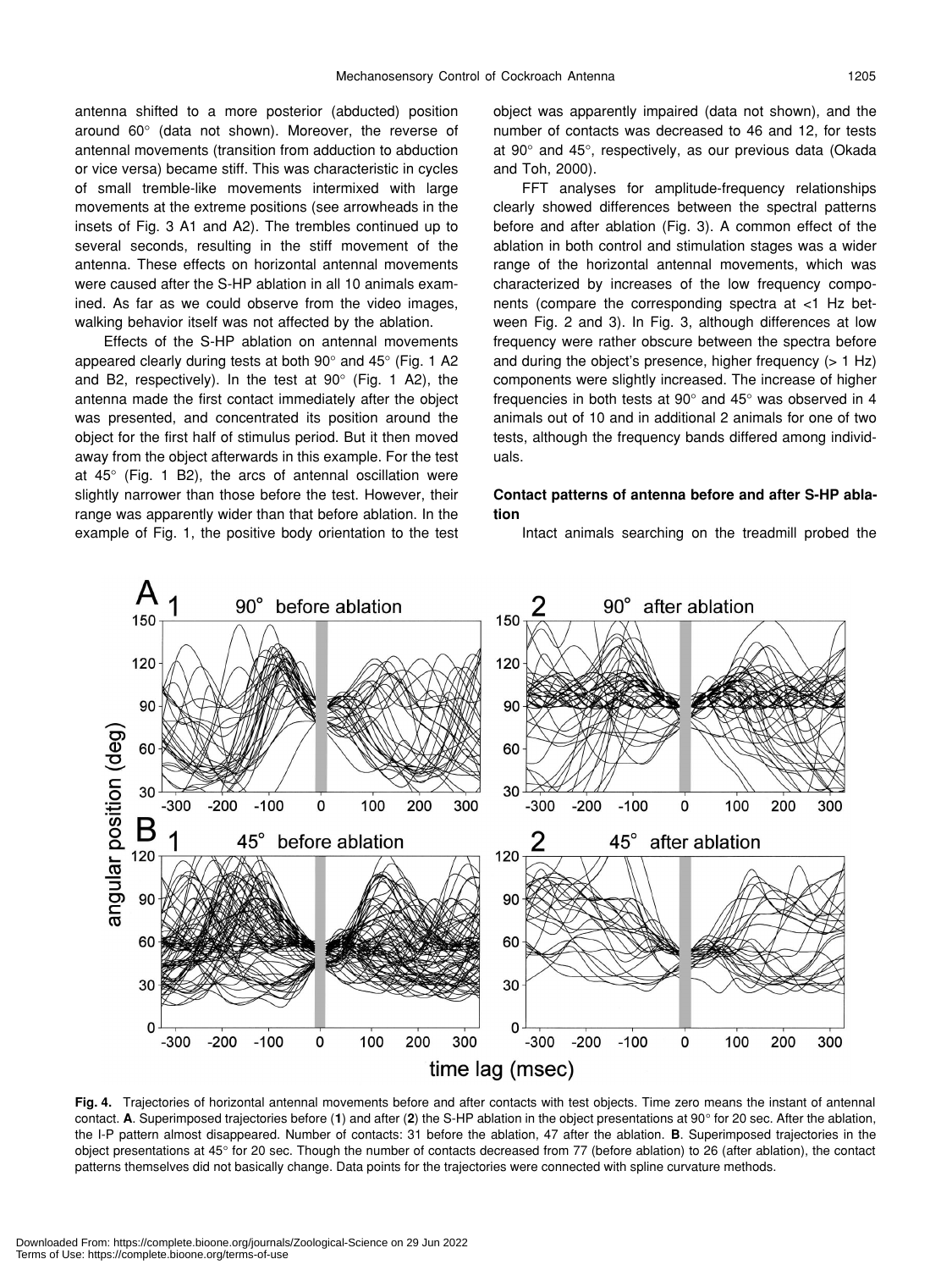antenna shifted to a more posterior (abducted) position around 60° (data not shown). Moreover, the reverse of antennal movements (transition from adduction to abduction or vice versa) became stiff. This was characteristic in cycles of small tremble-like movements intermixed with large movements at the extreme positions (see arrowheads in the insets of Fig. 3 A1 and A2). The trembles continued up to several seconds, resulting in the stiff movement of the antenna. These effects on horizontal antennal movements were caused after the S-HP ablation in all 10 animals examined. As far as we could observe from the video images, walking behavior itself was not affected by the ablation.

Effects of the S-HP ablation on antennal movements appeared clearly during tests at both 90° and 45° (Fig. 1 A2 and B2, respectively). In the test at 90° (Fig. 1 A2), the antenna made the first contact immediately after the object was presented, and concentrated its position around the object for the first half of stimulus period. But it then moved away from the object afterwards in this example. For the test at 45° (Fig. 1 B2), the arcs of antennal oscillation were slightly narrower than those before the test. However, their range was apparently wider than that before ablation. In the example of Fig. 1, the positive body orientation to the test object was apparently impaired (data not shown), and the number of contacts was decreased to 46 and 12, for tests at 90° and 45°, respectively, as our previous data (Okada and Toh, 2000).

FFT analyses for amplitude-frequency relationships clearly showed differences between the spectral patterns before and after ablation (Fig. 3). A common effect of the ablation in both control and stimulation stages was a wider range of the horizontal antennal movements, which was characterized by increases of the low frequency components (compare the corresponding spectra at <1 Hz between Fig. 2 and 3). In Fig. 3, although differences at low frequency were rather obscure between the spectra before and during the object's presence, higher frequency (> 1 Hz) components were slightly increased. The increase of higher frequencies in both tests at 90° and 45° was observed in 4 animals out of 10 and in additional 2 animals for one of two tests, although the frequency bands differed among individuals.

### Contact patterns of antenna before and after S-HP ablation

Intact animals searching on the treadmill probed the

**Fig. 4.** Trajectories of horizontal antennal movements before and after contacts with test objects. Time zero means the instant of antennal contact. **A**. Superimposed trajectories before (**1**) and after (**2**) the S-HP ablation in the object presentations at 90° for 20 sec. After the ablation, the I-P pattern almost disappeared. Number of contacts: 31 before the ablation, 47 after the ablation. **B**. Superimposed trajectories in the object presentations at 45° for 20 sec. Though the number of contacts decreased from 77 (before ablation) to 26 (after ablation), the contact patterns themselves did not basically change. Data points for the trajectories were connected with spline curvature methods.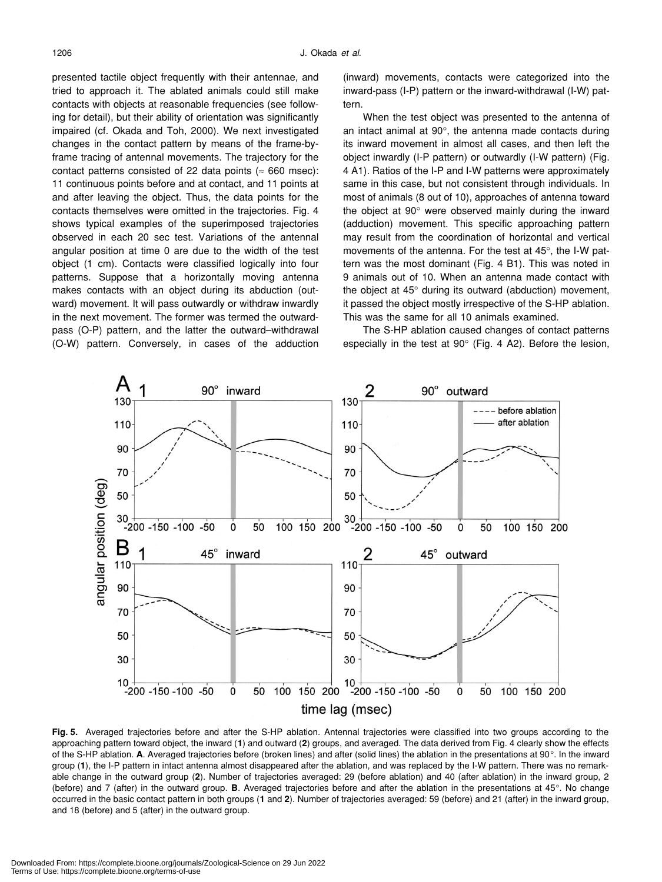presented tactile object frequently with their antennae, and tried to approach it. The ablated animals could still make contacts with objects at reasonable frequencies (see following for detail), but their ability of orientation was significantly impaired (cf. Okada and Toh, 2000). We next investigated changes in the contact pattern by means of the frame-by-frame tracing of antennal movements. The trajectory for the contact patterns consisted of 22 data points (≈ 660 msec): 11 continuous points before and at contact, and 11 points at and after leaving the object. Thus, the data points for the contacts themselves were omitted in the trajectories. Fig. 4 shows typical examples of the superimposed trajectories observed in each 20 sec test. Variations of the antennal angular position at time 0 are due to the width of the test object (1 cm). Contacts were classified logically into four patterns. Suppose that a horizontally moving antenna makes contacts with an object during its abduction (outward) movement. It will pass outwardly or withdraw inwardly in the next movement. The former was termed the outward-pass (O-P) pattern, and the latter the outward–withdrawal (O-W) pattern. Conversely, in cases of the adduction (inward) movements, contacts were categorized into the inward-pass (I-P) pattern or the inward-withdrawal (I-W) pattern.

When the test object was presented to the antenna of an intact animal at 90°, the antenna made contacts during its inward movement in almost all cases, and then left the object inwardly (I-P pattern) or outwardly (I-W pattern) (Fig. 4 A1). Ratios of the I-P and I-W patterns were approximately same in this case, but not consistent through individuals. In most of animals (8 out of 10), approaches of antenna toward the object at 90° were observed mainly during the inward (adduction) movement. This specific approaching pattern may result from the coordination of horizontal and vertical movements of the antenna. For the test at 45°, the I-W pattern was the most dominant (Fig. 4 B1). This was noted in 9 animals out of 10. When an antenna made contact with the object at 45° during its outward (abduction) movement, it passed the object mostly irrespective of the S-HP ablation. This was the same for all 10 animals examined.

The S-HP ablation caused changes of contact patterns especially in the test at 90° (Fig. 4 A2). Before the lesion,

**Fig. 5.** Averaged trajectories before and after the S-HP ablation. Antennal trajectories were classified into two groups according to the approaching pattern toward object, the inward (**1**) and outward (**2**) groups, and averaged. The data derived from Fig. 4 clearly show the effects of the S-HP ablation. **A**. Averaged trajectories before (broken lines) and after (solid lines) the ablation in the presentations at 90°. In the inward group (**1**), the I-P pattern in intact antenna almost disappeared after the ablation, and was replaced by the I-W pattern. There was no remarkable change in the outward group (**2**). Number of trajectories averaged: 29 (before ablation) and 40 (after ablation) in the inward group, 2 (before) and 7 (after) in the outward group. **B**. Averaged trajectories before and after the ablation in the presentations at 45°. No change occurred in the basic contact pattern in both groups (**1** and **2**). Number of trajectories averaged: 59 (before) and 21 (after) in the inward group, and 18 (before) and 5 (after) in the outward group.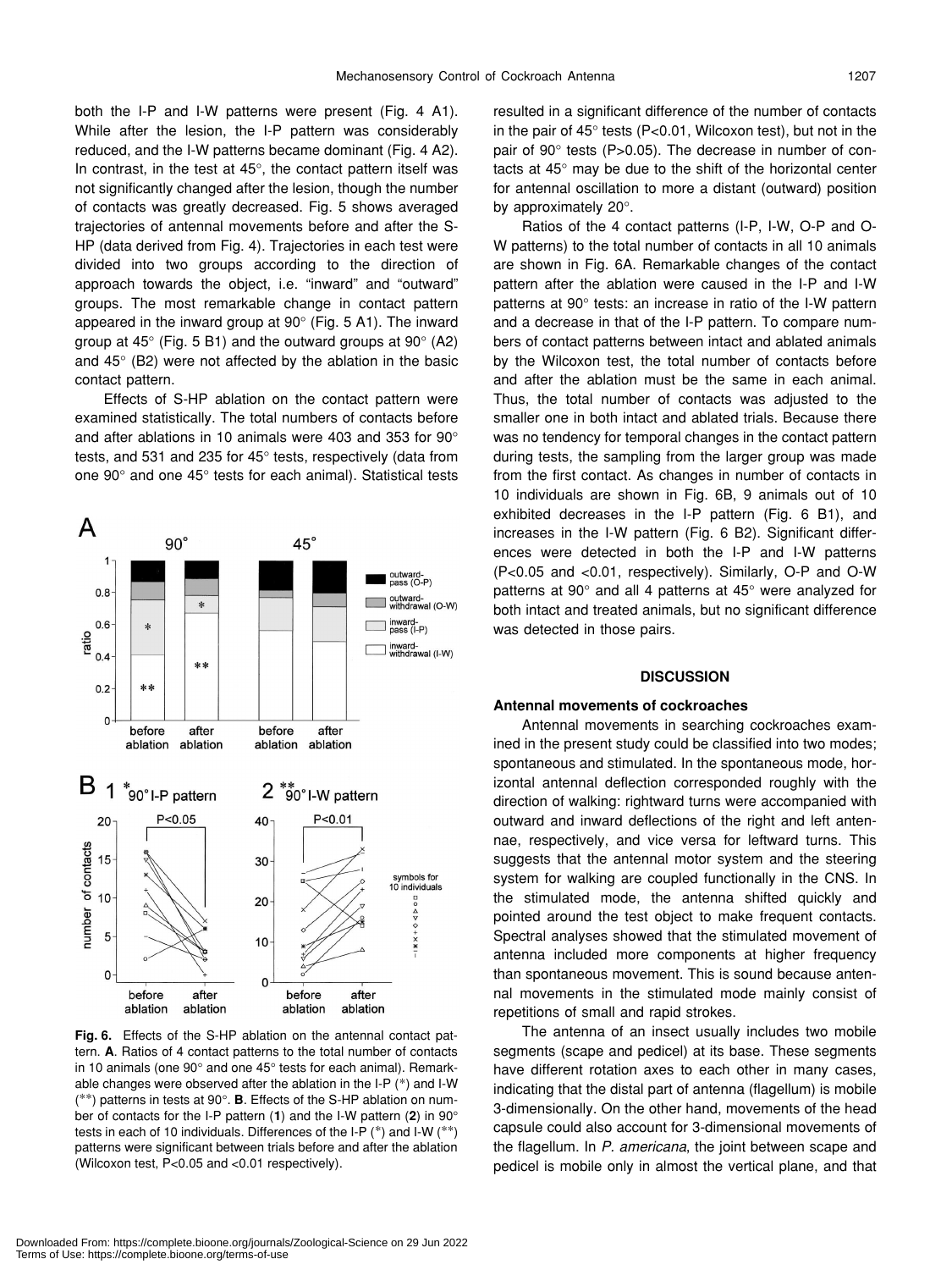both the I-P and I-W patterns were present (Fig. 4 A1). While after the lesion, the I-P pattern was considerably reduced, and the I-W patterns became dominant (Fig. 4 A2). In contrast, in the test at 45°, the contact pattern itself was not significantly changed after the lesion, though the number of contacts was greatly decreased. Fig. 5 shows averaged trajectories of antennal movements before and after the S-HP (data derived from Fig. 4). Trajectories in each test were divided into two groups according to the direction of approach towards the object, i.e. "inward" and "outward" groups. The most remarkable change in contact pattern appeared in the inward group at 90° (Fig. 5 A1). The inward group at 45° (Fig. 5 B1) and the outward groups at 90° (A2) and 45° (B2) were not affected by the ablation in the basic contact pattern.

Effects of S-HP ablation on the contact pattern were examined statistically. The total numbers of contacts before and after ablations in 10 animals were 403 and 353 for 90° tests, and 531 and 235 for 45° tests, respectively (data from one 90° and one 45° tests for each animal). Statistical tests resulted in a significant difference of the number of contacts in the pair of 45° tests ($P<0.01$, Wilcoxon test), but not in the pair of 90° tests ($P>0.05$). The decrease in number of contacts at 45° may be due to the shift of the horizontal center for antennal oscillation to more a distant (outward) position by approximately 20°.

Ratios of the 4 contact patterns (I-P, I-W, O-P and O-W patterns) to the total number of contacts in all 10 animals are shown in Fig. 6A. Remarkable changes of the contact pattern after the ablation were caused in the I-P and I-W patterns at 90° tests: an increase in ratio of the I-W pattern and a decrease in that of the I-P pattern. To compare numbers of contact patterns between intact and ablated animals by the Wilcoxon test, the total number of contacts before and after the ablation must be the same in each animal. Thus, the total number of contacts was adjusted to the smaller one in both intact and ablated trials. Because there was no tendency for temporal changes in the contact pattern during tests, the sampling from the larger group was made from the first contact. As changes in number of contacts in 10 individuals are shown in Fig. 6B, 9 animals out of 10 exhibited decreases in the I-P pattern (Fig. 6 B1), and increases in the I-W pattern (Fig. 6 B2). Significant differences were detected in both the I-P and I-W patterns ($P<0.05$ and $<0.01$, respectively). Similarly, O-P and O-W patterns at 90° and all 4 patterns at 45° were analyzed for both intact and treated animals, but no significant difference was detected in those pairs.

**Fig. 6.** Effects of the S-HP ablation on the antennal contact pattern. **A**. Ratios of 4 contact patterns to the total number of contacts in 10 animals (one 90° and one 45° tests for each animal). Remarkable changes were observed after the ablation in the I-P (*) and I-W (**) patterns in tests at 90°. **B**. Effects of the S-HP ablation on number of contacts for the I-P pattern (**1**) and the I-W pattern (**2**) in 90° tests in each of 10 individuals. Differences of the I-P (*) and I-W (**) patterns were significant between trials before and after the ablation (Wilcoxon test, $P<0.05$ and $<0.01$ respectively).

## DISCUSSION

### Antennal movements of cockroaches

Antennal movements in searching cockroaches examined in the present study could be classified into two modes; spontaneous and stimulated. In the spontaneous mode, horizontal antennal deflection corresponded roughly with the direction of walking: rightward turns were accompanied with outward and inward deflections of the right and left antennae, respectively, and vice versa for leftward turns. This suggests that the antennal motor system and the steering system for walking are coupled functionally in the CNS. In the stimulated mode, the antenna shifted quickly and pointed around the test object to make frequent contacts. Spectral analyses showed that the stimulated movement of antenna included more components at higher frequency than spontaneous movement. This is sound because antennal movements in the stimulated mode mainly consist of repetitions of small and rapid strokes.

The antenna of an insect usually includes two mobile segments (scape and pedicel) at its base. These segments have different rotation axes to each other in many cases, indicating that the distal part of antenna (flagellum) is mobile 3-dimensionally. On the other hand, movements of the head capsule could also account for 3-dimensional movements of the flagellum. In *P. americana*, the joint between scape and pedicel is mobile only in almost the vertical plane, and that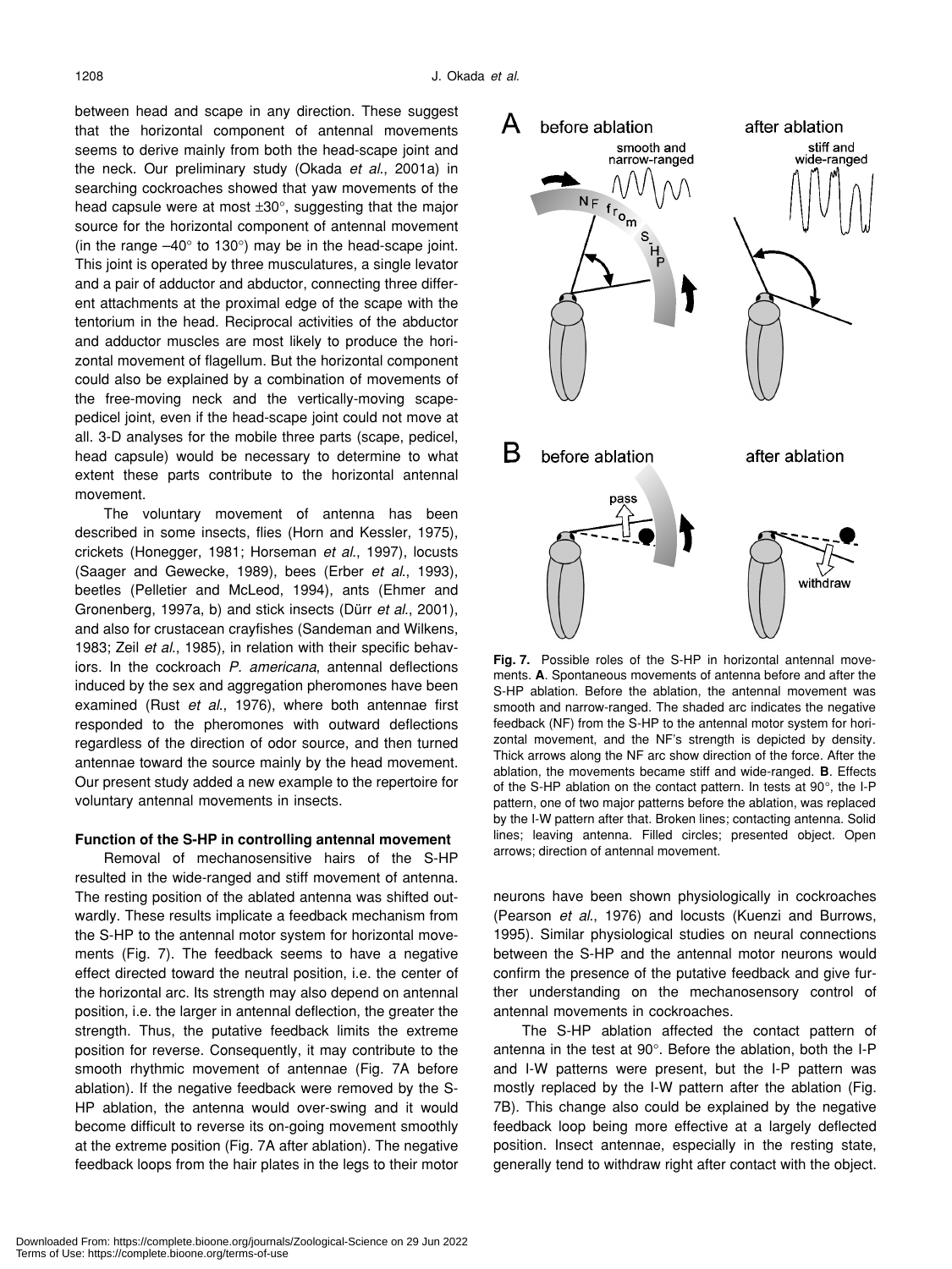between head and scape in any direction. These suggest that the horizontal component of antennal movements seems to derive mainly from both the head-scape joint and the neck. Our preliminary study (Okada *et al*., 2001a) in searching cockroaches showed that yaw movements of the head capsule were at most ±30°, suggesting that the major source for the horizontal component of antennal movement (in the range –40° to 130°) may be in the head-scape joint. This joint is operated by three musculatures, a single levator and a pair of adductor and abductor, connecting three different attachments at the proximal edge of the scape with the tentorium in the head. Reciprocal activities of the abductor and adductor muscles are most likely to produce the horizontal movement of flagellum. But the horizontal component could also be explained by a combination of movements of the free-moving neck and the vertically-moving scape-pedicel joint, even if the head-scape joint could not move at all. 3-D analyses for the mobile three parts (scape, pedicel, head capsule) would be necessary to determine to what extent these parts contribute to the horizontal antennal movement.

The voluntary movement of antenna has been described in some insects, flies (Horn and Kessler, 1975), crickets (Honegger, 1981; Horseman *et al*., 1997), locusts (Saager and Gewecke, 1989), bees (Erber *et al*., 1993), beetles (Pelletier and McLeod, 1994), ants (Ehmer and Gronenberg, 1997a, b) and stick insects (Dürr *et al*., 2001), and also for crustacean crayfishes (Sandeman and Wilkens, 1983; Zeil *et al*., 1985), in relation with their specific behaviors. In the cockroach *P. americana*, antennal deflections induced by the sex and aggregation pheromones have been examined (Rust *et al*., 1976), where both antennae first responded to the pheromones with outward deflections regardless of the direction of odor source, and then turned antennae toward the source mainly by the head movement. Our present study added a new example to the repertoire for voluntary antennal movements in insects.

**Function of the S-HP in controlling antennal movement**

Removal of mechanosensitive hairs of the S-HP resulted in the wide-ranged and stiff movement of antenna. The resting position of the ablated antenna was shifted outwardly. These results implicate a feedback mechanism from the S-HP to the antennal motor system for horizontal movements (Fig. 7). The feedback seems to have a negative effect directed toward the neutral position, i.e. the center of the horizontal arc. Its strength may also depend on antennal position, i.e. the larger in antennal deflection, the greater the strength. Thus, the putative feedback limits the extreme position for reverse. Consequently, it may contribute to the smooth rhythmic movement of antennae (Fig. 7A before ablation). If the negative feedback were removed by the S-HP ablation, the antenna would over-swing and it would become difficult to reverse its on-going movement smoothly at the extreme position (Fig. 7A after ablation). The negative feedback loops from the hair plates in the legs to their motor neurons have been shown physiologically in cockroaches (Pearson *et al*., 1976) and locusts (Kuenzi and Burrows, 1995). Similar physiological studies on neural connections between the S-HP and the antennal motor neurons would confirm the presence of the putative feedback and give further understanding on the mechanosensory control of antennal movements in cockroaches.

**Fig. 7.** Possible roles of the S-HP in horizontal antennal movements. **A**. Spontaneous movements of antenna before and after the S-HP ablation. Before the ablation, the antennal movement was smooth and narrow-ranged. The shaded arc indicates the negative feedback (NF) from the S-HP to the antennal motor system for horizontal movement, and the NF's strength is depicted by density. Thick arrows along the NF arc show direction of the force. After the ablation, the movements became stiff and wide-ranged. **B**. Effects of the S-HP ablation on the contact pattern. In tests at 90°, the I-P pattern, one of two major patterns before the ablation, was replaced by the I-W pattern after that. Broken lines; contacting antenna. Solid lines; leaving antenna. Filled circles; presented object. Open arrows; direction of antennal movement.

The S-HP ablation affected the contact pattern of antenna in the test at 90°. Before the ablation, both the I-P and I-W patterns were present, but the I-P pattern was mostly replaced by the I-W pattern after the ablation (Fig. 7B). This change also could be explained by the negative feedback loop being more effective at a largely deflected position. Insect antennae, especially in the resting state, generally tend to withdraw right after contact with the object.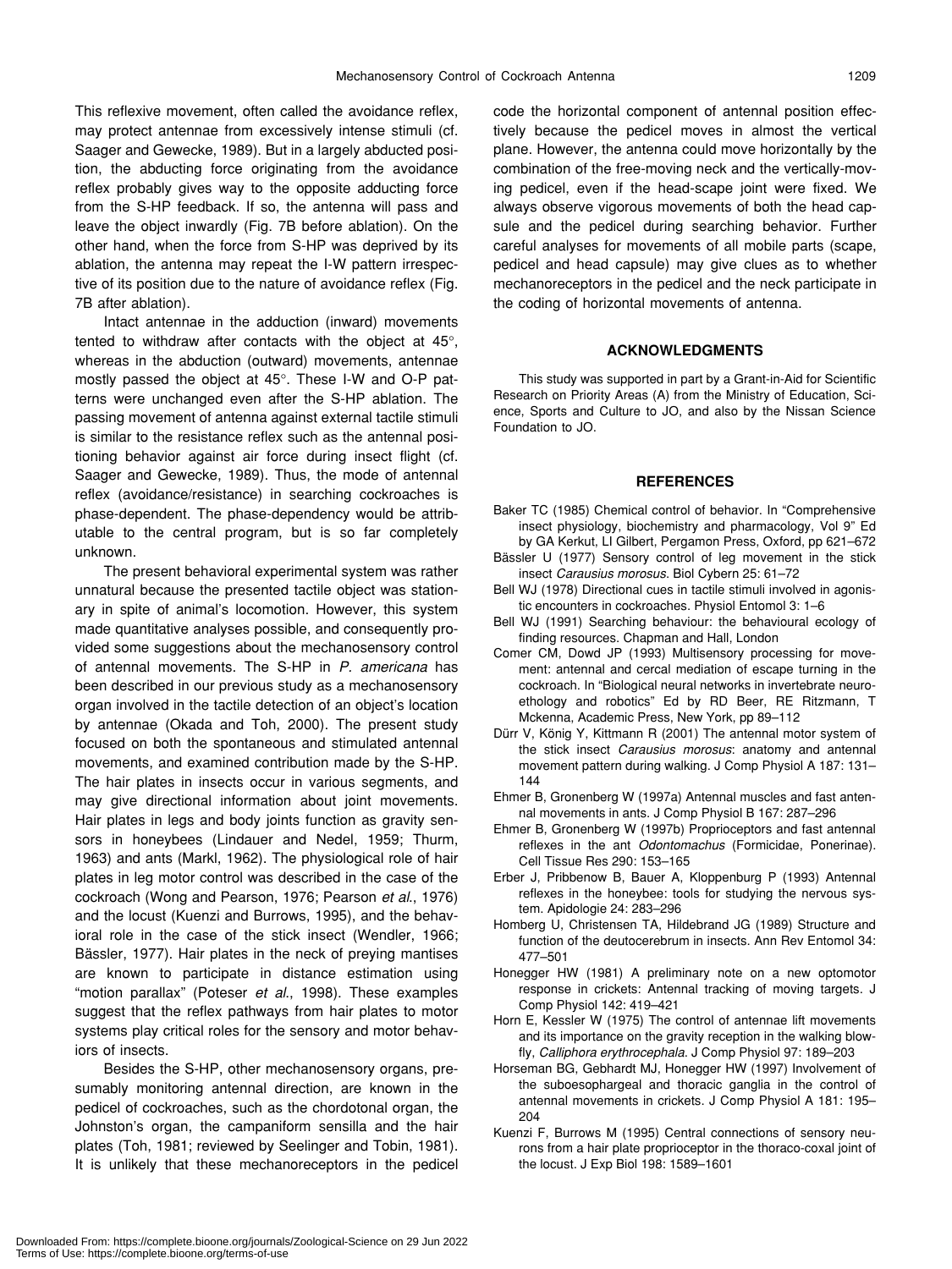This reflexive movement, often called the avoidance reflex, may protect antennae from excessively intense stimuli (cf. Saager and Gewecke, 1989). But in a largely abducted position, the abducting force originating from the avoidance reflex probably gives way to the opposite adducting force from the S-HP feedback. If so, the antenna will pass and leave the object inwardly (Fig. 7B before ablation). On the other hand, when the force from S-HP was deprived by its ablation, the antenna may repeat the I-W pattern irrespective of its position due to the nature of avoidance reflex (Fig. 7B after ablation).

Intact antennae in the adduction (inward) movements tented to withdraw after contacts with the object at 45°, whereas in the abduction (outward) movements, antennae mostly passed the object at 45°. These I-W and O-P patterns were unchanged even after the S-HP ablation. The passing movement of antenna against external tactile stimuli is similar to the resistance reflex such as the antennal positioning behavior against air force during insect flight (cf. Saager and Gewecke, 1989). Thus, the mode of antennal reflex (avoidance/resistance) in searching cockroaches is phase-dependent. The phase-dependency would be attributable to the central program, but is so far completely unknown.

The present behavioral experimental system was rather unnatural because the presented tactile object was stationary in spite of animal's locomotion. However, this system made quantitative analyses possible, and consequently provided some suggestions about the mechanosensory control of antennal movements. The S-HP in *P. americana* has been described in our previous study as a mechanosensory organ involved in the tactile detection of an object's location by antennae (Okada and Toh, 2000). The present study focused on both the spontaneous and stimulated antennal movements, and examined contribution made by the S-HP. The hair plates in insects occur in various segments, and may give directional information about joint movements. Hair plates in legs and body joints function as gravity sensors in honeybees (Lindauer and Nedel, 1959; Thurm, 1963) and ants (Markl, 1962). The physiological role of hair plates in leg motor control was described in the case of the cockroach (Wong and Pearson, 1976; Pearson *et al.*, 1976) and the locust (Kuenzi and Burrows, 1995), and the behavioral role in the case of the stick insect (Wendler, 1966; Bässler, 1977). Hair plates in the neck of preying mantises are known to participate in distance estimation using "motion parallax" (Poteser *et al.*, 1998). These examples suggest that the reflex pathways from hair plates to motor systems play critical roles for the sensory and motor behaviors of insects.

Besides the S-HP, other mechanosensory organs, presumably monitoring antennal direction, are known in the pedicel of cockroaches, such as the chordotonal organ, the Johnston's organ, the campaniform sensilla and the hair plates (Toh, 1981; reviewed by Seelinger and Tobin, 1981). It is unlikely that these mechanoreceptors in the pedicel code the horizontal component of antennal position effectively because the pedicel moves in almost the vertical plane. However, the antenna could move horizontally by the combination of the free-moving neck and the vertically-moving pedicel, even if the head-scape joint were fixed. We always observe vigorous movements of both the head capsule and the pedicel during searching behavior. Further careful analyses for movements of all mobile parts (scape, pedicel and head capsule) may give clues as to whether mechanoreceptors in the pedicel and the neck participate in the coding of horizontal movements of antenna.

## ACKNOWLEDGMENTS

This study was supported in part by a Grant-in-Aid for Scientific Research on Priority Areas (A) from the Ministry of Education, Science, Sports and Culture to JO, and also by the Nissan Science Foundation to JO.

## REFERENCES

Baker TC (1985) Chemical control of behavior. In "Comprehensive insect physiology, biochemistry and pharmacology, Vol 9" Ed by GA Kerkut, LI Gilbert, Pergamon Press, Oxford, pp 621–672

Bässler U (1977) Sensory control of leg movement in the stick insect *Carausius morosus*. Biol Cybern 25: 61–72

Bell WJ (1978) Directional cues in tactile stimuli involved in agonistic encounters in cockroaches. Physiol Entomol 3: 1–6

Bell WJ (1991) Searching behaviour: the behavioural ecology of finding resources. Chapman and Hall, London

Comer CM, Dowd JP (1993) Multisensory processing for movement: antennal and cercal mediation of escape turning in the cockroach. In "Biological neural networks in invertebrate neuroethology and robotics" Ed by RD Beer, RE Ritzmann, T Mckenna, Academic Press, New York, pp 89–112

Dürr V, König Y, Kittmann R (2001) The antennal motor system of the stick insect *Carausius morosus*: anatomy and antennal movement pattern during walking. J Comp Physiol A 187: 131–144

Ehmer B, Gronenberg W (1997a) Antennal muscles and fast antennal movements in ants. J Comp Physiol B 167: 287–296

Ehmer B, Gronenberg W (1997b) Proprioceptors and fast antennal reflexes in the ant *Odontomachus* (Formicidae, Ponerinae). Cell Tissue Res 290: 153–165

Erber J, Pribbenow B, Bauer A, Kloppenburg P (1993) Antennal reflexes in the honeybee: tools for studying the nervous system. Apidologie 24: 283–296

Homberg U, Christensen TA, Hildebrand JG (1989) Structure and function of the deutocerebrum in insects. Ann Rev Entomol 34: 477–501

Honegger HW (1981) A preliminary note on a new optomotor response in crickets: Antennal tracking of moving targets. J Comp Physiol 142: 419–421

Horn E, Kessler W (1975) The control of antennae lift movements and its importance on the gravity reception in the walking blowfly, *Calliphora erythrocephala*. J Comp Physiol 97: 189–203

Horseman BG, Gebhardt MJ, Honegger HW (1997) Involvement of the suboesophargeal and thoracic ganglia in the control of antennal movements in crickets. J Comp Physiol A 181: 195–204

Kuenzi F, Burrows M (1995) Central connections of sensory neurons from a hair plate proprioceptor in the thoraco-coxal joint of the locust. J Exp Biol 198: 1589–1601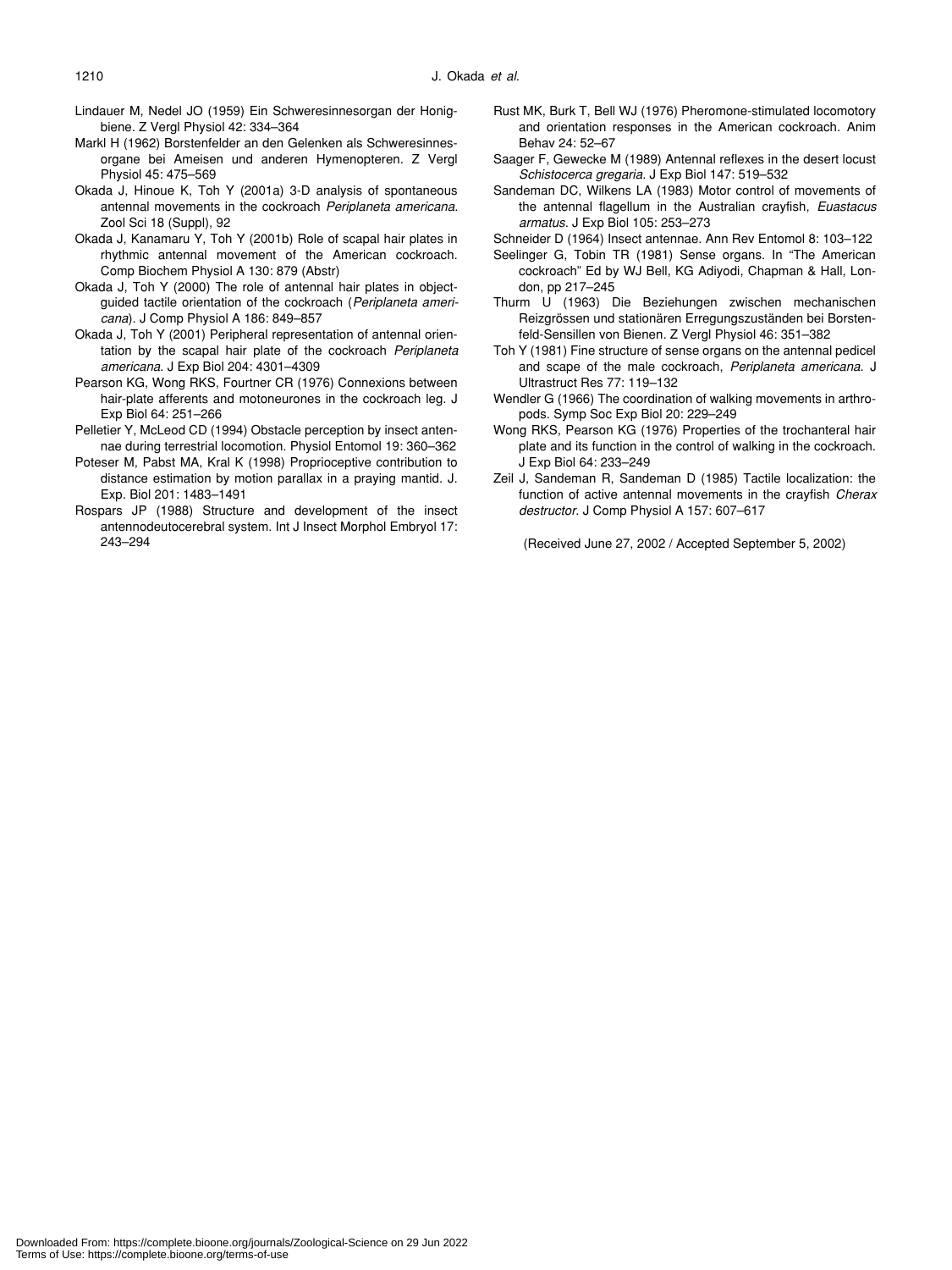Lindauer M, Nedel JO (1959) Ein Schweresinnesorgan der Honigbiene. Z Vergl Physiol 42: 334–364

Markl H (1962) Borstenfelder an den Gelenken als Schweresinnesorgane bei Ameisen und anderen Hymenopteren. Z Vergl Physiol 45: 475–569

Okada J, Hinoue K, Toh Y (2001a) 3-D analysis of spontaneous antennal movements in the cockroach *Periplaneta americana*. Zool Sci 18 (Suppl), 92

Okada J, Kanamaru Y, Toh Y (2001b) Role of scapal hair plates in rhythmic antennal movement of the American cockroach. Comp Biochem Physiol A 130: 879 (Abstr)

Okada J, Toh Y (2000) The role of antennal hair plates in object-guided tactile orientation of the cockroach (*Periplaneta americana*). J Comp Physiol A 186: 849–857

Okada J, Toh Y (2001) Peripheral representation of antennal orientation by the scapal hair plate of the cockroach *Periplaneta americana*. J Exp Biol 204: 4301–4309

Pearson KG, Wong RKS, Fourtner CR (1976) Connexions between hair-plate afferents and motoneurones in the cockroach leg. J Exp Biol 64: 251–266

Pelletier Y, McLeod CD (1994) Obstacle perception by insect antennae during terrestrial locomotion. Physiol Entomol 19: 360–362

Poteser M, Pabst MA, Kral K (1998) Proprioceptive contribution to distance estimation by motion parallax in a praying mantid. J. Exp. Biol 201: 1483–1491

Rospars JP (1988) Structure and development of the insect antennodeutocerebral system. Int J Insect Morphol Embryol 17: 243–294

Rust MK, Burk T, Bell WJ (1976) Pheromone-stimulated locomotory and orientation responses in the American cockroach. Anim Behav 24: 52–67

Saager F, Gewecke M (1989) Antennal reflexes in the desert locust *Schistocerca gregaria*. J Exp Biol 147: 519–532

Sandeman DC, Wilkens LA (1983) Motor control of movements of the antennal flagellum in the Australian crayfish, *Euastacus armatus*. J Exp Biol 105: 253–273

Schneider D (1964) Insect antennae. Ann Rev Entomol 8: 103–122

Seelinger G, Tobin TR (1981) Sense organs. In "The American cockroach" Ed by WJ Bell, KG Adiyodi, Chapman & Hall, London, pp 217–245

Thurm U (1963) Die Beziehungen zwischen mechanischen Reizgrössen und stationären Erregungszuständen bei Borstenfeld-Sensillen von Bienen. Z Vergl Physiol 46: 351–382

Toh Y (1981) Fine structure of sense organs on the antennal pedicel and scape of the male cockroach, *Periplaneta americana*. J Ultrastruct Res 77: 119–132

Wendler G (1966) The coordination of walking movements in arthropods. Symp Soc Exp Biol 20: 229–249

Wong RKS, Pearson KG (1976) Properties of the trochanteral hair plate and its function in the control of walking in the cockroach. J Exp Biol 64: 233–249

Zeil J, Sandeman R, Sandeman D (1985) Tactile localization: the function of active antennal movements in the crayfish *Cherax destructor*. J Comp Physiol A 157: 607–617

(Received June 27, 2002 / Accepted September 5, 2002)